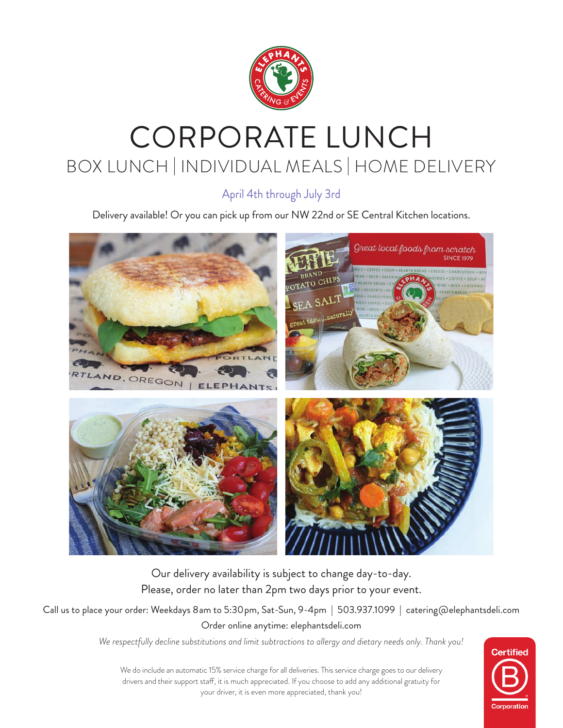# CORPORATE LUNCH

## BOX LUNCH | INDIVIDUAL MEALS | HOME DELIVERY

April 4th through July 3rd

Delivery available! Or you can pick up from our NW 22nd or SE Central Kitchen locations.

Our delivery availability is subject to change day-to-day.
Please, order no later than 2pm two days prior to your event.

Call us to place your order: Weekdays 8am to 5:30pm, Sat-Sun, 9-4pm | 503.937.1099 | catering@elephantsdeli.com

Order online anytime: elephantsdeli.com

*We respectfully decline substitutions and limit subtractions to allergy and dietary needs only. Thank you!*

We do include an automatic 15% service charge for all deliveries. This service charge goes to our delivery drivers and their support staff, it is much appreciated. If you choose to add any additional gratuity for your driver, it is even more appreciated, thank you!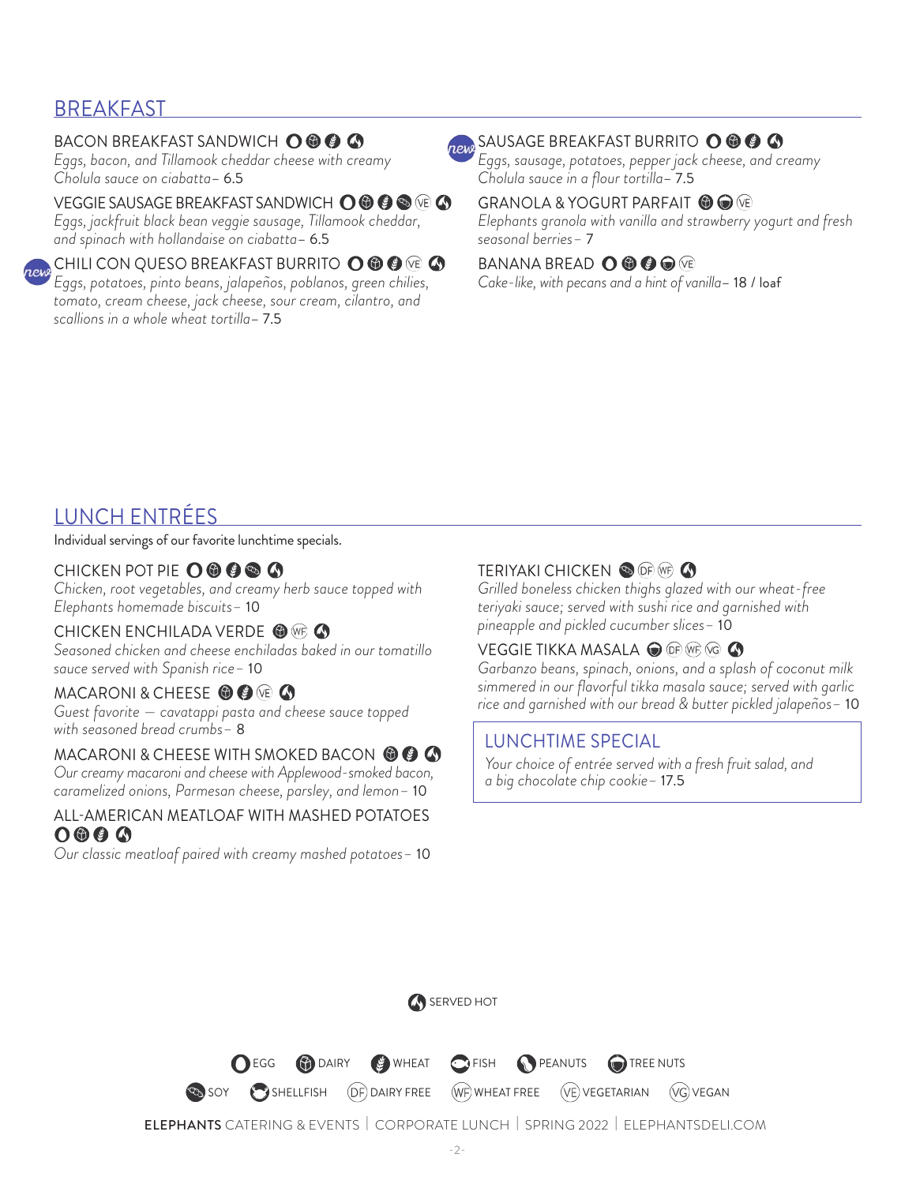## BREAKFAST

**BACON BREAKFAST SANDWICH** (EGG, DAIRY, WHEAT, SERVED HOT)
*Eggs, bacon, and Tillamook cheddar cheese with creamy Cholula sauce on ciabatta*– 6.5

**VEGGIE SAUSAGE BREAKFAST SANDWICH** (EGG, DAIRY, WHEAT, SOY, VE, SERVED HOT)
*Eggs, jackfruit black bean veggie sausage, Tillamook cheddar, and spinach with hollandaise on ciabatta*– 6.5

new **CHILI CON QUESO BREAKFAST BURRITO** (EGG, DAIRY, WHEAT, VE, SERVED HOT)
*Eggs, potatoes, pinto beans, jalapeños, poblanos, green chilies, tomato, cream cheese, jack cheese, sour cream, cilantro, and scallions in a whole wheat tortilla*– 7.5

new **SAUSAGE BREAKFAST BURRITO** (EGG, DAIRY, WHEAT, SERVED HOT)
*Eggs, sausage, potatoes, pepper jack cheese, and creamy Cholula sauce in a flour tortilla*– 7.5

**GRANOLA & YOGURT PARFAIT** (DAIRY, TREE NUTS, VE)
*Elephants granola with vanilla and strawberry yogurt and fresh seasonal berries*– 7

**BANANA BREAD** (EGG, DAIRY, WHEAT, TREE NUTS, VE)
*Cake-like, with pecans and a hint of vanilla*– 18 / loaf

## LUNCH ENTRÉES

Individual servings of our favorite lunchtime specials.

**CHICKEN POT PIE** (EGG, DAIRY, WHEAT, SOY, SERVED HOT)
*Chicken, root vegetables, and creamy herb sauce topped with Elephants homemade biscuits*– 10

**CHICKEN ENCHILADA VERDE** (DAIRY, WF, SERVED HOT)
*Seasoned chicken and cheese enchiladas baked in our tomatillo sauce served with Spanish rice*– 10

**MACARONI & CHEESE** (DAIRY, WHEAT, VE, SERVED HOT)
*Guest favorite — cavatappi pasta and cheese sauce topped with seasoned bread crumbs*– 8

**MACARONI & CHEESE WITH SMOKED BACON** (DAIRY, WHEAT, SERVED HOT)
*Our creamy macaroni and cheese with Applewood-smoked bacon, caramelized onions, Parmesan cheese, parsley, and lemon*– 10

**ALL-AMERICAN MEATLOAF WITH MASHED POTATOES** (EGG, DAIRY, WHEAT, SERVED HOT)
*Our classic meatloaf paired with creamy mashed potatoes*– 10

**TERIYAKI CHICKEN** (SOY, DF, WF, SERVED HOT)
*Grilled boneless chicken thighs glazed with our wheat-free teriyaki sauce; served with sushi rice and garnished with pineapple and pickled cucumber slices*– 10

**VEGGIE TIKKA MASALA** (TREE NUTS, DF, WF, VG, SERVED HOT)
*Garbanzo beans, spinach, onions, and a splash of coconut milk simmered in our flavorful tikka masala sauce; served with garlic rice and garnished with our bread & butter pickled jalapeños*– 10

### LUNCHTIME SPECIAL

*Your choice of entrée served with a fresh fruit salad, and a big chocolate chip cookie*– 17.5

SERVED HOT

EGG | DAIRY | WHEAT | FISH | PEANUTS | TREE NUTS
SOY | SHELLFISH | (DF) DAIRY FREE | (WF) WHEAT FREE | (VE) VEGETARIAN | (VG) VEGAN

**ELEPHANTS** CATERING & EVENTS | CORPORATE LUNCH | SPRING 2022 | ELEPHANTSDELI.COM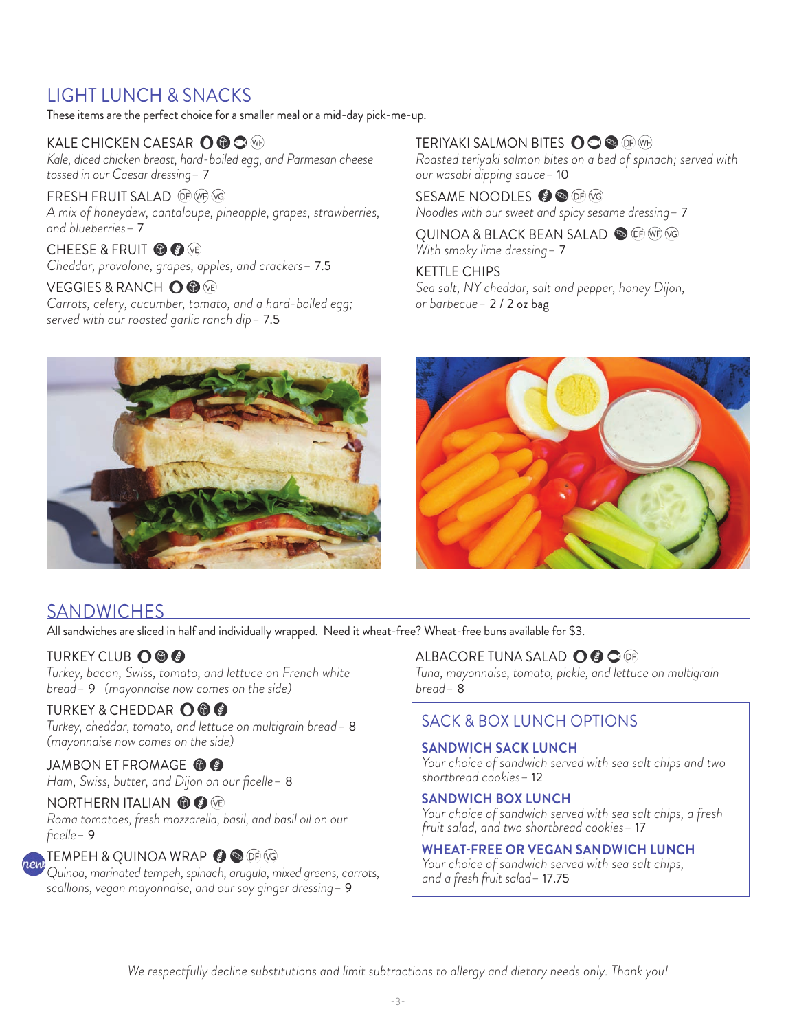## LIGHT LUNCH & SNACKS

These items are the perfect choice for a smaller meal or a mid-day pick-me-up.

**KALE CHICKEN CAESAR** (WF)
*Kale, diced chicken breast, hard-boiled egg, and Parmesan cheese tossed in our Caesar dressing* – 7

**FRESH FRUIT SALAD** (DF) (WF) (VG)
*A mix of honeydew, cantaloupe, pineapple, grapes, strawberries, and blueberries* – 7

**CHEESE & FRUIT** (VE)
*Cheddar, provolone, grapes, apples, and crackers* – 7.5

**VEGGIES & RANCH** (VE)
*Carrots, celery, cucumber, tomato, and a hard-boiled egg; served with our roasted garlic ranch dip* – 7.5

**TERIYAKI SALMON BITES** (DF) (WF)
*Roasted teriyaki salmon bites on a bed of spinach; served with our wasabi dipping sauce* – 10

**SESAME NOODLES** (DF) (VG)
*Noodles with our sweet and spicy sesame dressing* – 7

**QUINOA & BLACK BEAN SALAD** (DF) (WF) (VG)
*With smoky lime dressing* – 7

**KETTLE CHIPS**
*Sea salt, NY cheddar, salt and pepper, honey Dijon, or barbecue* – 2 / 2 oz bag

## SANDWICHES

All sandwiches are sliced in half and individually wrapped. Need it wheat-free? Wheat-free buns available for $3.

**TURKEY CLUB**
*Turkey, bacon, Swiss, tomato, and lettuce on French white bread* – 9 *(mayonnaise now comes on the side)*

**TURKEY & CHEDDAR**
*Turkey, cheddar, tomato, and lettuce on multigrain bread* – 8 *(mayonnaise now comes on the side)*

**JAMBON ET FROMAGE**
*Ham, Swiss, butter, and Dijon on our ficelle* – 8

**NORTHERN ITALIAN** (VE)
*Roma tomatoes, fresh mozzarella, basil, and basil oil on our ficelle* – 9

*new* **TEMPEH & QUINOA WRAP** (DF) (VG)
*Quinoa, marinated tempeh, spinach, arugula, mixed greens, carrots, scallions, vegan mayonnaise, and our soy ginger dressing* – 9

**ALBACORE TUNA SALAD** (DF)
*Tuna, mayonnaise, tomato, pickle, and lettuce on multigrain bread* – 8

### SACK & BOX LUNCH OPTIONS

**SANDWICH SACK LUNCH**
*Your choice of sandwich served with sea salt chips and two shortbread cookies* – 12

**SANDWICH BOX LUNCH**
*Your choice of sandwich served with sea salt chips, a fresh fruit salad, and two shortbread cookies* – 17

**WHEAT-FREE OR VEGAN SANDWICH LUNCH**
*Your choice of sandwich served with sea salt chips, and a fresh fruit salad* – 17.75

*We respectfully decline substitutions and limit subtractions to allergy and dietary needs only. Thank you!*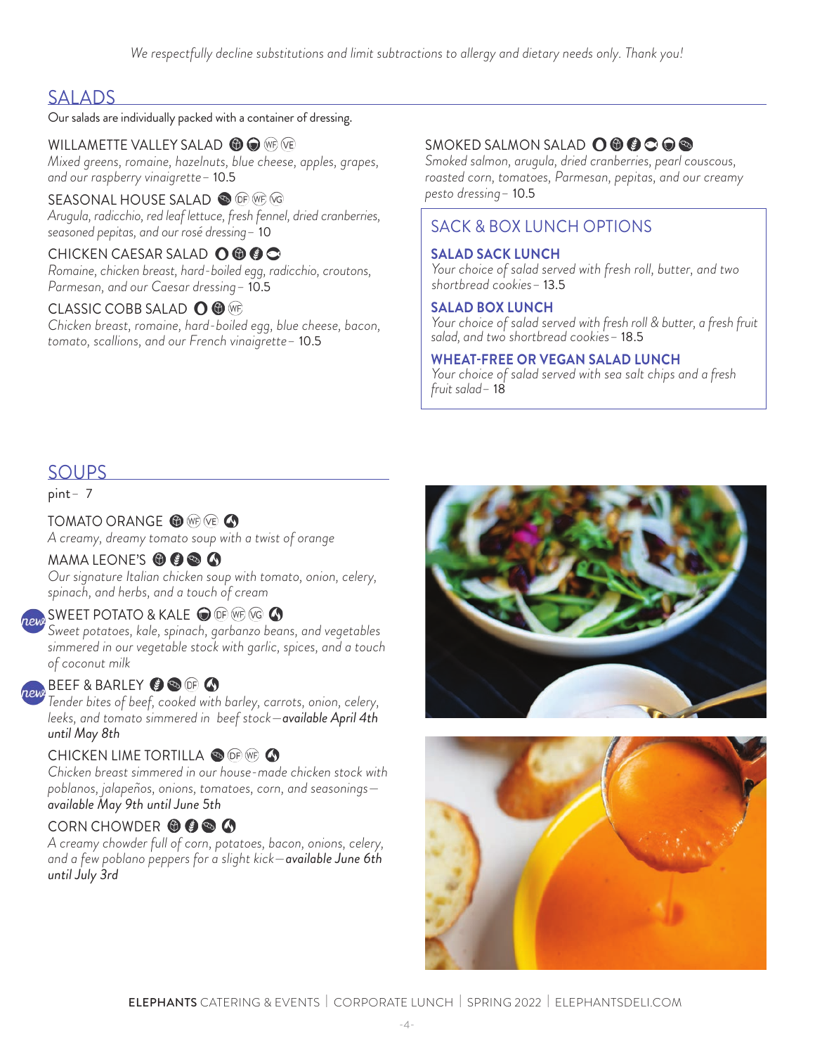*We respectfully decline substitutions and limit subtractions to allergy and dietary needs only. Thank you!*

## SALADS

Our salads are individually packed with a container of dressing.

WILLAMETTE VALLEY SALAD (WF) (VE)
*Mixed greens, romaine, hazelnuts, blue cheese, apples, grapes, and our raspberry vinaigrette* – 10.5

SEASONAL HOUSE SALAD (DF) (WF) (VG)
*Arugula, radicchio, red leaf lettuce, fresh fennel, dried cranberries, seasoned pepitas, and our rosé dressing* – 10

CHICKEN CAESAR SALAD
*Romaine, chicken breast, hard-boiled egg, radicchio, croutons, Parmesan, and our Caesar dressing* – 10.5

CLASSIC COBB SALAD (WF)
*Chicken breast, romaine, hard-boiled egg, blue cheese, bacon, tomato, scallions, and our French vinaigrette* – 10.5

SMOKED SALMON SALAD
*Smoked salmon, arugula, dried cranberries, pearl couscous, roasted corn, tomatoes, Parmesan, pepitas, and our creamy pesto dressing* – 10.5

### SACK & BOX LUNCH OPTIONS

**SALAD SACK LUNCH**
*Your choice of salad served with fresh roll, butter, and two shortbread cookies* – 13.5

**SALAD BOX LUNCH**
*Your choice of salad served with fresh roll & butter, a fresh fruit salad, and two shortbread cookies* – 18.5

**WHEAT-FREE OR VEGAN SALAD LUNCH**
*Your choice of salad served with sea salt chips and a fresh fruit salad* – 18

## SOUPS

pint – 7

TOMATO ORANGE (WF) (VE)
*A creamy, dreamy tomato soup with a twist of orange*

MAMA LEONE'S
*Our signature Italian chicken soup with tomato, onion, celery, spinach, and herbs, and a touch of cream*

*new* SWEET POTATO & KALE (DF) (WF) (VG)
*Sweet potatoes, kale, spinach, garbanzo beans, and vegetables simmered in our vegetable stock with garlic, spices, and a touch of coconut milk*

*new* BEEF & BARLEY (DF)
*Tender bites of beef, cooked with barley, carrots, onion, celery, leeks, and tomato simmered in beef stock—**available April 4th until May 8th***

CHICKEN LIME TORTILLA (DF) (WF)
*Chicken breast simmered in our house-made chicken stock with poblanos, jalapeños, onions, tomatoes, corn, and seasonings—**available May 9th until June 5th***

CORN CHOWDER
*A creamy chowder full of corn, potatoes, bacon, onions, celery, and a few poblano peppers for a slight kick—**available June 6th until July 3rd***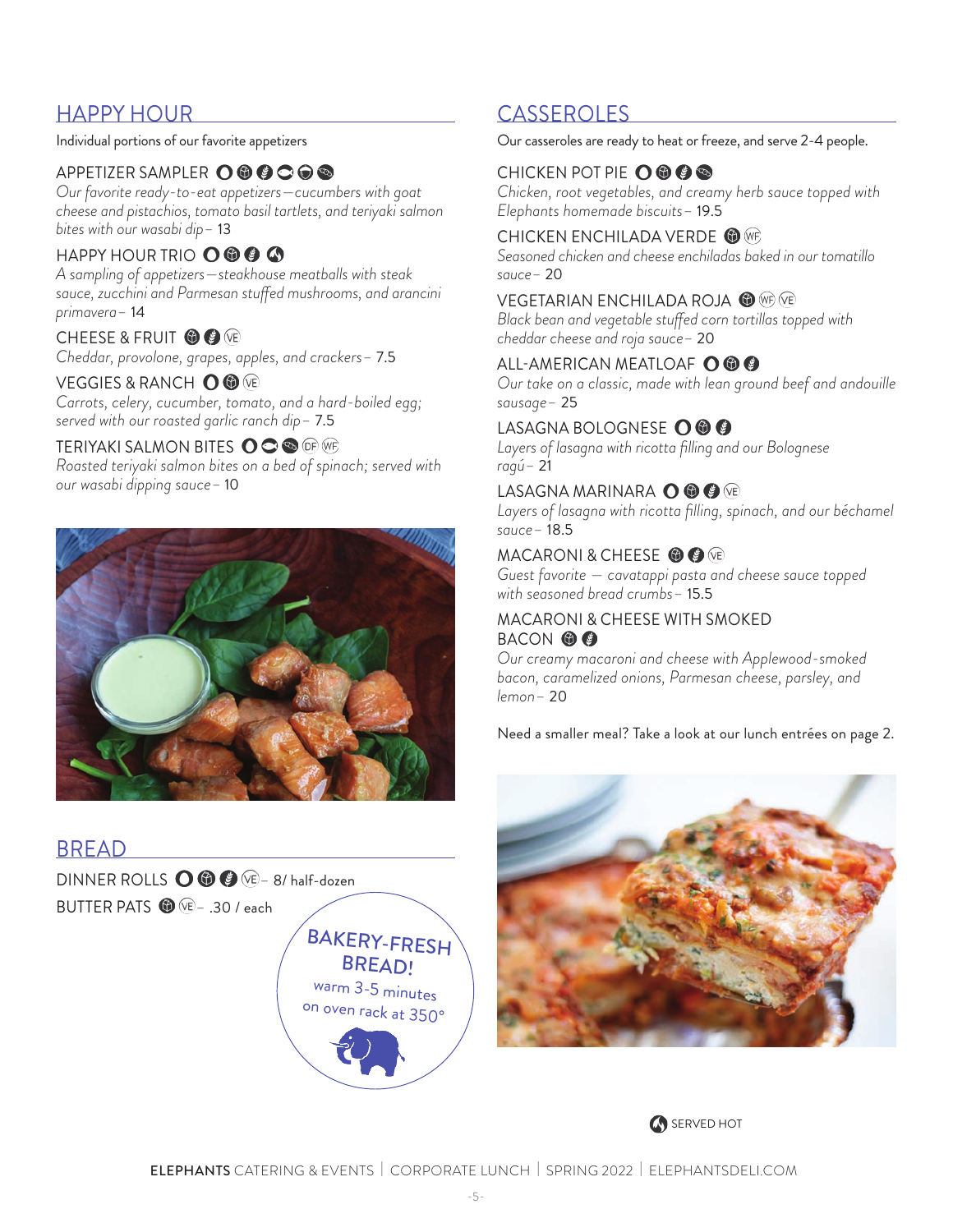## HAPPY HOUR

Individual portions of our favorite appetizers

### APPETIZER SAMPLER

*Our favorite ready-to-eat appetizers—cucumbers with goat cheese and pistachios, tomato basil tartlets, and teriyaki salmon bites with our wasabi dip* – 13

### HAPPY HOUR TRIO

*A sampling of appetizers—steakhouse meatballs with steak sauce, zucchini and Parmesan stuffed mushrooms, and arancini primavera* – 14

### CHEESE & FRUIT (VE)

*Cheddar, provolone, grapes, apples, and crackers* – 7.5

### VEGGIES & RANCH (VE)

*Carrots, celery, cucumber, tomato, and a hard-boiled egg; served with our roasted garlic ranch dip* – 7.5

### TERIYAKI SALMON BITES (DF) (WF)

*Roasted teriyaki salmon bites on a bed of spinach; served with our wasabi dipping sauce* – 10

## BREAD

DINNER ROLLS (VE) – 8/ half-dozen

BUTTER PATS (VE) – .30 / each

**BAKERY-FRESH BREAD!**
warm 3-5 minutes on oven rack at 350°

## CASSEROLES

Our casseroles are ready to heat or freeze, and serve 2-4 people.

### CHICKEN POT PIE

*Chicken, root vegetables, and creamy herb sauce topped with Elephants homemade biscuits* – 19.5

### CHICKEN ENCHILADA VERDE (WF)

*Seasoned chicken and cheese enchiladas baked in our tomatillo sauce* – 20

### VEGETARIAN ENCHILADA ROJA (WF) (VE)

*Black bean and vegetable stuffed corn tortillas topped with cheddar cheese and roja sauce* – 20

### ALL-AMERICAN MEATLOAF

*Our take on a classic, made with lean ground beef and andouille sausage* – 25

### LASAGNA BOLOGNESE

*Layers of lasagna with ricotta filling and our Bolognese ragú* – 21

### LASAGNA MARINARA (VE)

*Layers of lasagna with ricotta filling, spinach, and our béchamel sauce* – 18.5

### MACARONI & CHEESE (VE)

*Guest favorite — cavatappi pasta and cheese sauce topped with seasoned bread crumbs* – 15.5

### MACARONI & CHEESE WITH SMOKED BACON

*Our creamy macaroni and cheese with Applewood-smoked bacon, caramelized onions, Parmesan cheese, parsley, and lemon* – 20

Need a smaller meal? Take a look at our lunch entrées on page 2.

SERVED HOT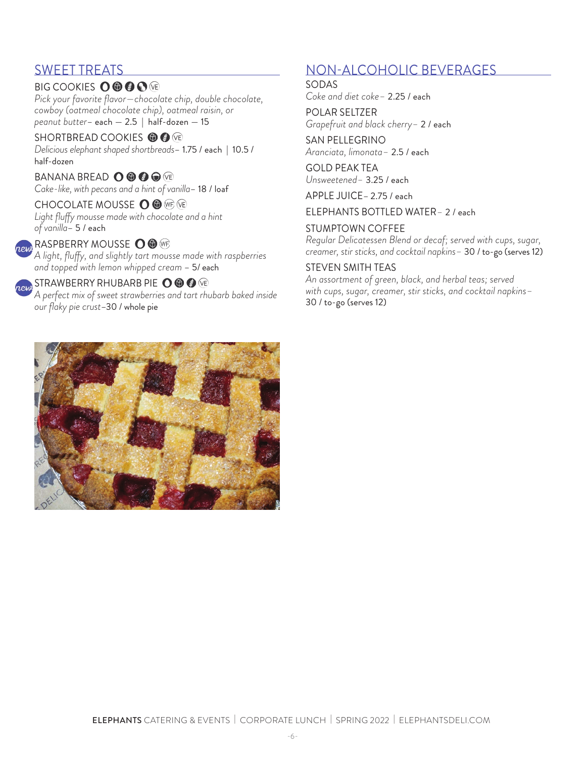## SWEET TREATS

### BIG COOKIES (VE)

*Pick your favorite flavor—chocolate chip, double chocolate, cowboy (oatmeal chocolate chip), oatmeal raisin, or peanut butter*– each — 2.5 | half-dozen — 15

### SHORTBREAD COOKIES (VE)

*Delicious elephant shaped shortbreads*– 1.75 / each | 10.5 / half-dozen

### BANANA BREAD (VE)

*Cake-like, with pecans and a hint of vanilla*– 18 / loaf

### CHOCOLATE MOUSSE (WF) (VE)

*Light fluffy mousse made with chocolate and a hint of vanilla*– 5 / each

### new RASPBERRY MOUSSE (WF)

*A light, fluffy, and slightly tart mousse made with raspberries and topped with lemon whipped cream* – 5/ each

### new STRAWBERRY RHUBARB PIE (VE)

*A perfect mix of sweet strawberries and tart rhubarb baked inside our flaky pie crust*–30 / whole pie

## NON-ALCOHOLIC BEVERAGES

### SODAS

*Coke and diet coke*– 2.25 / each

### POLAR SELTZER

*Grapefruit and black cherry*– 2 / each

### SAN PELLEGRINO

*Aranciata, limonata*– 2.5 / each

### GOLD PEAK TEA

*Unsweetened*– 3.25 / each

### APPLE JUICE– 2.75 / each

### ELEPHANTS BOTTLED WATER– 2 / each

### STUMPTOWN COFFEE

*Regular Delicatessen Blend or decaf; served with cups, sugar, creamer, stir sticks, and cocktail napkins*– 30 / to-go (serves 12)

### STEVEN SMITH TEAS

*An assortment of green, black, and herbal teas; served with cups, sugar, creamer, stir sticks, and cocktail napkins*– 30 / to-go (serves 12)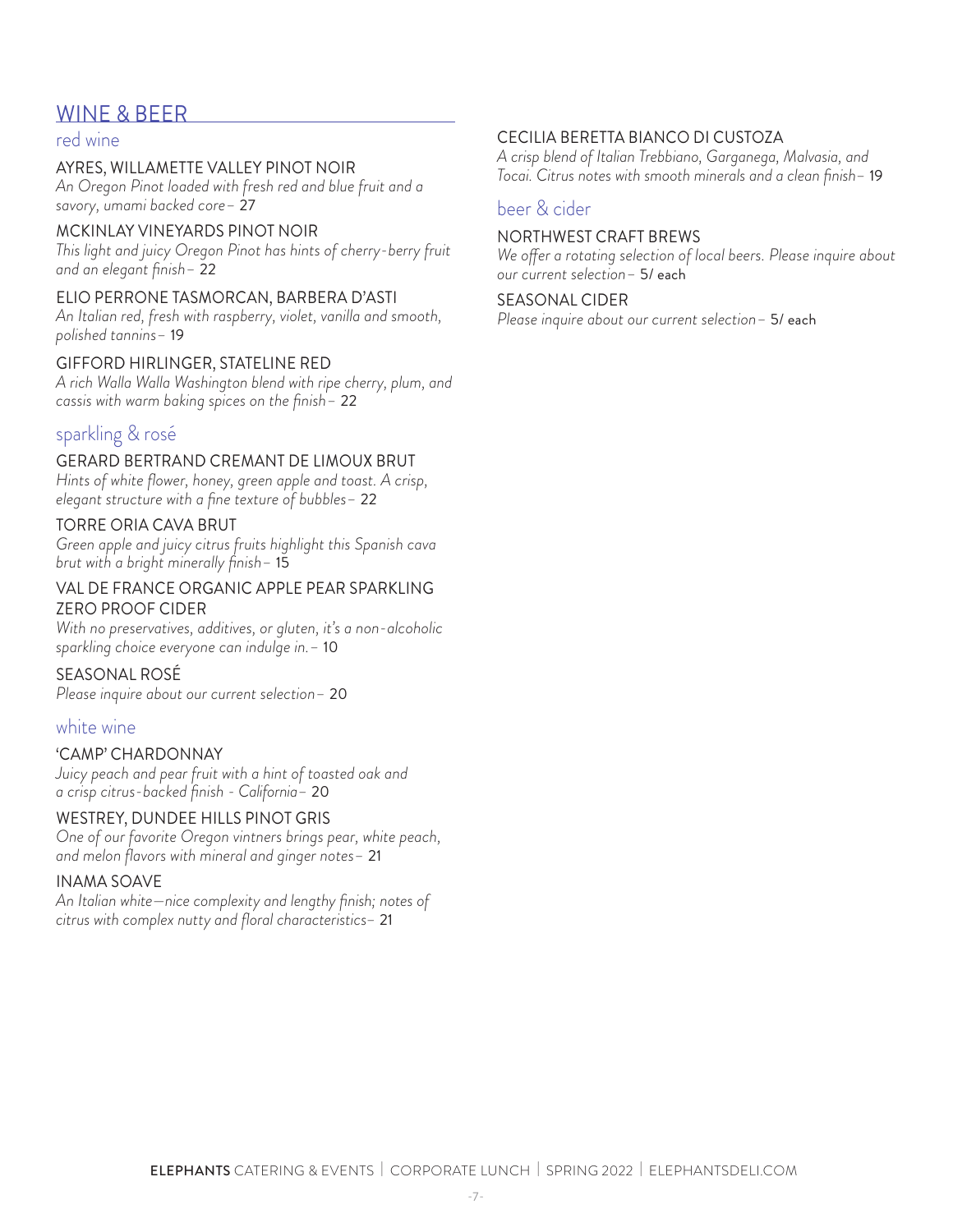# WINE & BEER

## red wine

AYRES, WILLAMETTE VALLEY PINOT NOIR
*An Oregon Pinot loaded with fresh red and blue fruit and a savory, umami backed core* – 27

MCKINLAY VINEYARDS PINOT NOIR
*This light and juicy Oregon Pinot has hints of cherry-berry fruit and an elegant finish* – 22

ELIO PERRONE TASMORCAN, BARBERA D'ASTI
*An Italian red, fresh with raspberry, violet, vanilla and smooth, polished tannins* – 19

GIFFORD HIRLINGER, STATELINE RED
*A rich Walla Walla Washington blend with ripe cherry, plum, and cassis with warm baking spices on the finish* – 22

## sparkling & rosé

GERARD BERTRAND CREMANT DE LIMOUX BRUT
*Hints of white flower, honey, green apple and toast. A crisp, elegant structure with a fine texture of bubbles* – 22

TORRE ORIA CAVA BRUT
*Green apple and juicy citrus fruits highlight this Spanish cava brut with a bright minerally finish* – 15

VAL DE FRANCE ORGANIC APPLE PEAR SPARKLING ZERO PROOF CIDER
*With no preservatives, additives, or gluten, it's a non-alcoholic sparkling choice everyone can indulge in.* – 10

SEASONAL ROSÉ
*Please inquire about our current selection* – 20

## white wine

'CAMP' CHARDONNAY
*Juicy peach and pear fruit with a hint of toasted oak and a crisp citrus-backed finish - California* – 20

WESTREY, DUNDEE HILLS PINOT GRIS
*One of our favorite Oregon vintners brings pear, white peach, and melon flavors with mineral and ginger notes* – 21

INAMA SOAVE
*An Italian white—nice complexity and lengthy finish; notes of citrus with complex nutty and floral characteristics* – 21

CECILIA BERETTA BIANCO DI CUSTOZA
*A crisp blend of Italian Trebbiano, Garganega, Malvasia, and Tocai. Citrus notes with smooth minerals and a clean finish* – 19

## beer & cider

NORTHWEST CRAFT BREWS
*We offer a rotating selection of local beers. Please inquire about our current selection* – 5/ each

SEASONAL CIDER
*Please inquire about our current selection* – 5/ each